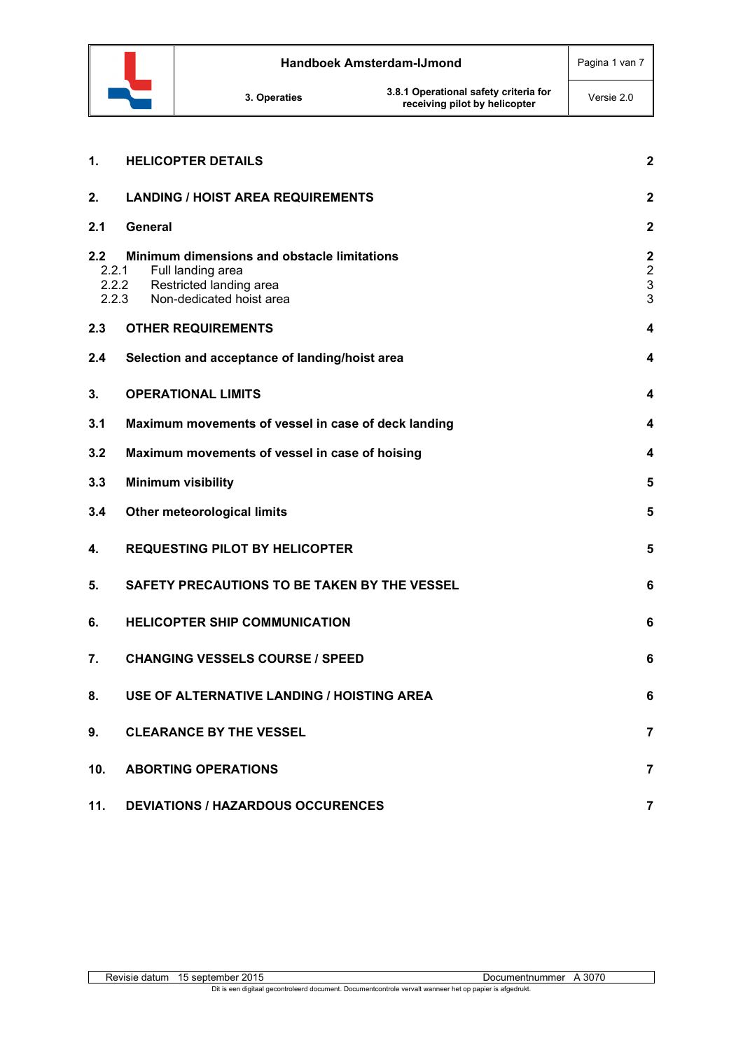| | | |
|---|---|---|
| 1. | HELICOPTER DETAILS | 2 |
| 2. | LANDING / HOIST AREA REQUIREMENTS | 2 |
| 2.1 | General | 2 |
| 2.2 | Minimum dimensions and obstacle limitations | 2 |
| 2.2.1 | Full landing area | 2 |
| 2.2.2 | Restricted landing area | 3 |
| 2.2.3 | Non-dedicated hoist area | 3 |
| 2.3 | OTHER REQUIREMENTS | 4 |
| 2.4 | Selection and acceptance of landing/hoist area | 4 |
| 3. | OPERATIONAL LIMITS | 4 |
| 3.1 | Maximum movements of vessel in case of deck landing | 4 |
| 3.2 | Maximum movements of vessel in case of hoising | 4 |
| 3.3 | Minimum visibility | 5 |
| 3.4 | Other meteorological limits | 5 |
| 4. | REQUESTING PILOT BY HELICOPTER | 5 |
| 5. | SAFETY PRECAUTIONS TO BE TAKEN BY THE VESSEL | 6 |
| 6. | HELICOPTER SHIP COMMUNICATION | 6 |
| 7. | CHANGING VESSELS COURSE / SPEED | 6 |
| 8. | USE OF ALTERNATIVE LANDING / HOISTING AREA | 6 |
| 9. | CLEARANCE BY THE VESSEL | 7 |
| 10. | ABORTING OPERATIONS | 7 |
| 11. | DEVIATIONS / HAZARDOUS OCCURENCES | 7 |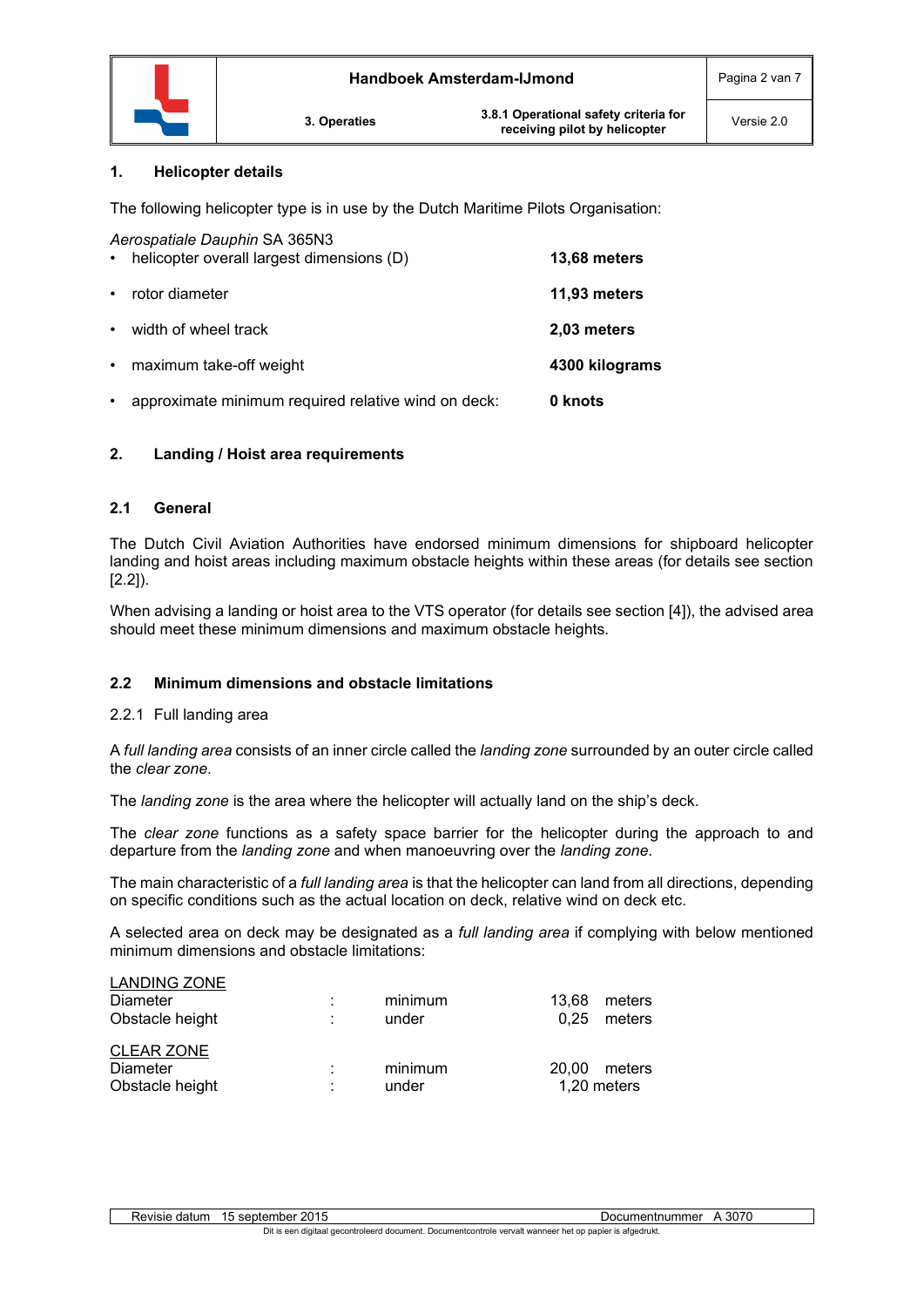## 1. Helicopter details

The following helicopter type is in use by the Dutch Maritime Pilots Organisation:

*Aerospatiale Dauphin* SA 365N3

- helicopter overall largest dimensions (D) **13,68 meters**
- rotor diameter **11,93 meters**
- width of wheel track **2,03 meters**
- maximum take-off weight **4300 kilograms**
- approximate minimum required relative wind on deck: **0 knots**

## 2. Landing / Hoist area requirements

### 2.1 General

The Dutch Civil Aviation Authorities have endorsed minimum dimensions for shipboard helicopter landing and hoist areas including maximum obstacle heights within these areas (for details see section [2.2]).

When advising a landing or hoist area to the VTS operator (for details see section [4]), the advised area should meet these minimum dimensions and maximum obstacle heights.

### 2.2 Minimum dimensions and obstacle limitations

#### 2.2.1 Full landing area

A *full landing area* consists of an inner circle called the *landing zone* surrounded by an outer circle called the *clear zone*.

The *landing zone* is the area where the helicopter will actually land on the ship's deck.

The *clear zone* functions as a safety space barrier for the helicopter during the approach to and departure from the *landing zone* and when manoeuvring over the *landing zone*.

The main characteristic of a *full landing area* is that the helicopter can land from all directions, depending on specific conditions such as the actual location on deck, relative wind on deck etc.

A selected area on deck may be designated as a *full landing area* if complying with below mentioned minimum dimensions and obstacle limitations:

<u>LANDING ZONE</u>

| | | | |
|---|---|---|---|
| Diameter | : | minimum | 13,68 meters |
| Obstacle height | : | under | 0,25 meters |

<u>CLEAR ZONE</u>

| | | | |
|---|---|---|---|
| Diameter | : | minimum | 20,00 meters |
| Obstacle height | : | under | 1,20 meters |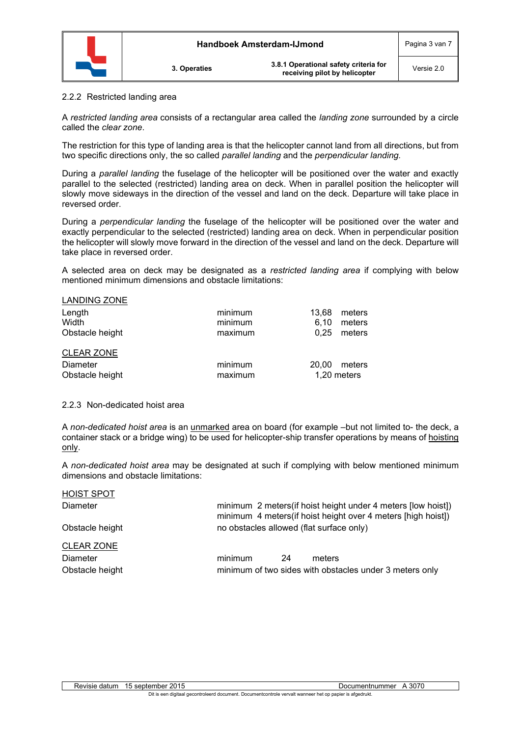### 2.2.2 Restricted landing area

A *restricted landing area* consists of a rectangular area called the *landing zone* surrounded by a circle called the *clear zone*.

The restriction for this type of landing area is that the helicopter cannot land from all directions, but from two specific directions only, the so called *parallel landing* and the *perpendicular landing.*

During a *parallel landing* the fuselage of the helicopter will be positioned over the water and exactly parallel to the selected (restricted) landing area on deck. When in parallel position the helicopter will slowly move sideways in the direction of the vessel and land on the deck. Departure will take place in reversed order.

During a *perpendicular landing* the fuselage of the helicopter will be positioned over the water and exactly perpendicular to the selected (restricted) landing area on deck. When in perpendicular position the helicopter will slowly move forward in the direction of the vessel and land on the deck. Departure will take place in reversed order.

A selected area on deck may be designated as a *restricted landing area* if complying with below mentioned minimum dimensions and obstacle limitations:

<u>LANDING ZONE</u>

| | | |
|---|---|---|
| Length | minimum | 13,68 meters |
| Width | minimum | 6,10 meters |
| Obstacle height | maximum | 0,25 meters |

<u>CLEAR ZONE</u>

| | | |
|---|---|---|
| Diameter | minimum | 20,00 meters |
| Obstacle height | maximum | 1,20 meters |

### 2.2.3 Non-dedicated hoist area

A *non-dedicated hoist area* is an <u>unmarked</u> area on board (for example –but not limited to- the deck, a container stack or a bridge wing) to be used for helicopter-ship transfer operations by means of <u>hoisting only</u>.

A *non-dedicated hoist area* may be designated at such if complying with below mentioned minimum dimensions and obstacle limitations:

<u>HOIST SPOT</u>

| | |
|---|---|
| Diameter | minimum 2 meters(if hoist height under 4 meters [low hoist])<br>minimum 4 meters(if hoist height over 4 meters [high hoist]) |
| Obstacle height | no obstacles allowed (flat surface only) |

<u>CLEAR ZONE</u>

| | |
|---|---|
| Diameter | minimum 24 meters |
| Obstacle height | minimum of two sides with obstacles under 3 meters only |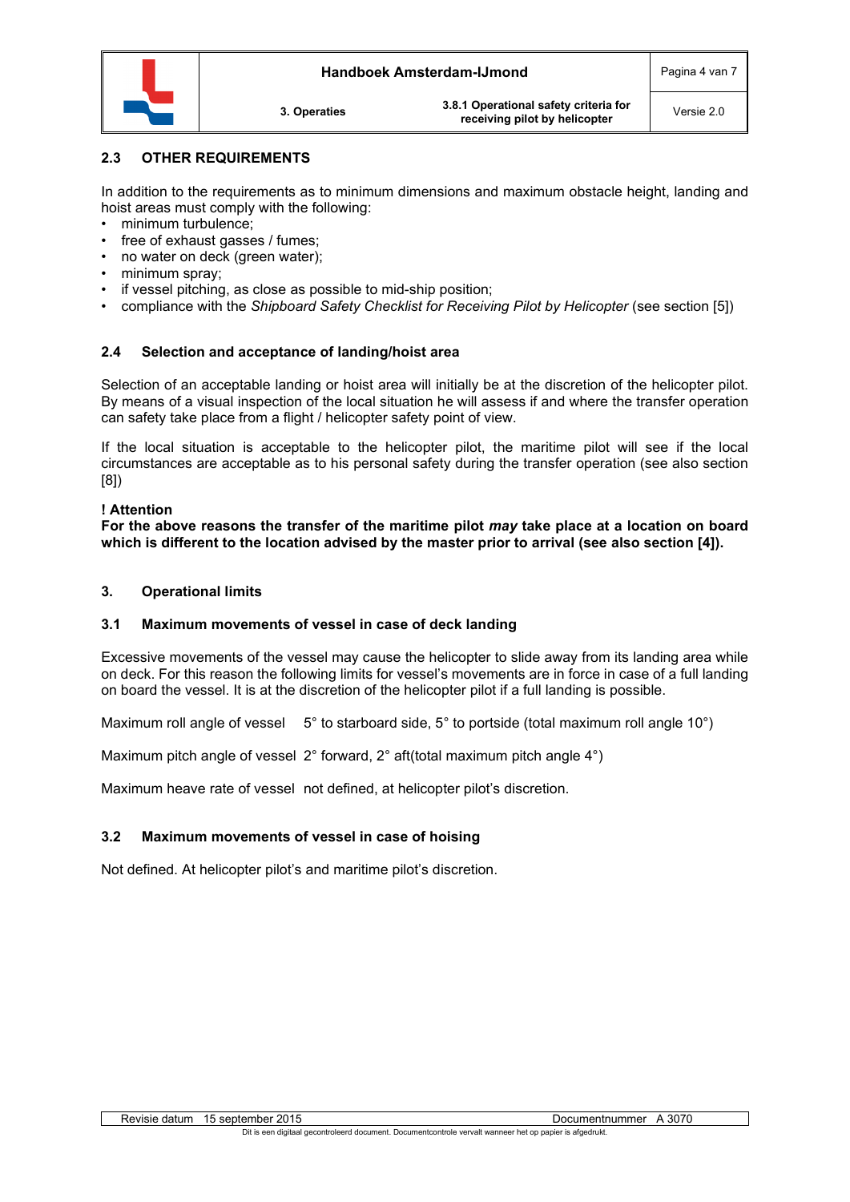## 2.3 OTHER REQUIREMENTS

In addition to the requirements as to minimum dimensions and maximum obstacle height, landing and hoist areas must comply with the following:

- minimum turbulence;
- free of exhaust gasses / fumes;
- no water on deck (green water);
- minimum spray;
- if vessel pitching, as close as possible to mid-ship position;
- compliance with the *Shipboard Safety Checklist for Receiving Pilot by Helicopter* (see section [5])

## 2.4 Selection and acceptance of landing/hoist area

Selection of an acceptable landing or hoist area will initially be at the discretion of the helicopter pilot. By means of a visual inspection of the local situation he will assess if and where the transfer operation can safety take place from a flight / helicopter safety point of view.

If the local situation is acceptable to the helicopter pilot, the maritime pilot will see if the local circumstances are acceptable as to his personal safety during the transfer operation (see also section [8])

**! Attention**

**For the above reasons the transfer of the maritime pilot *may* take place at a location on board which is different to the location advised by the master prior to arrival (see also section [4]).**

# 3. Operational limits

## 3.1 Maximum movements of vessel in case of deck landing

Excessive movements of the vessel may cause the helicopter to slide away from its landing area while on deck. For this reason the following limits for vessel's movements are in force in case of a full landing on board the vessel. It is at the discretion of the helicopter pilot if a full landing is possible.

Maximum roll angle of vessel 5° to starboard side, 5° to portside (total maximum roll angle 10°)

Maximum pitch angle of vessel 2° forward, 2° aft(total maximum pitch angle 4°)

Maximum heave rate of vessel not defined, at helicopter pilot's discretion.

## 3.2 Maximum movements of vessel in case of hoising

Not defined. At helicopter pilot's and maritime pilot's discretion.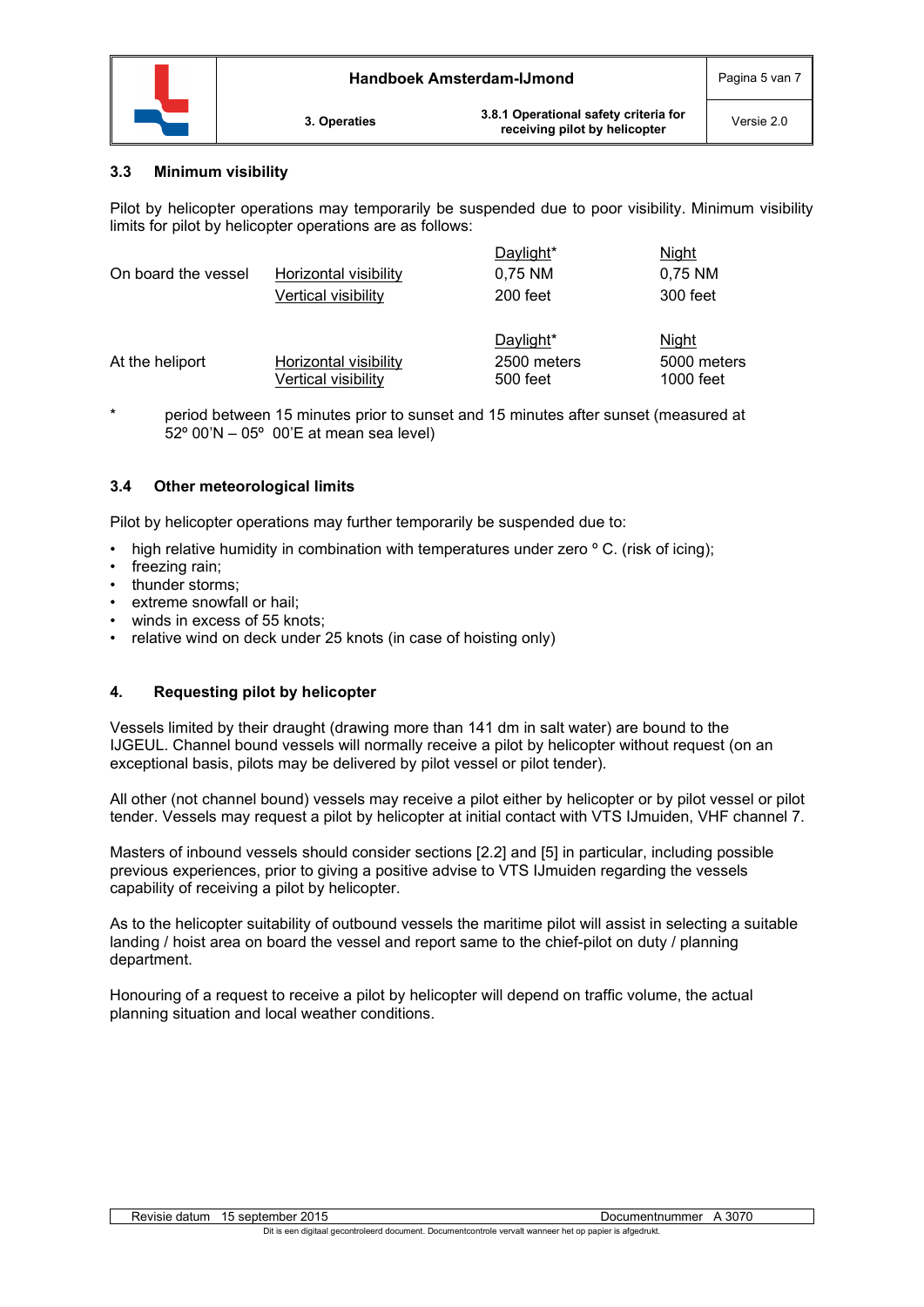### 3.3 Minimum visibility

Pilot by helicopter operations may temporarily be suspended due to poor visibility. Minimum visibility limits for pilot by helicopter operations are as follows:

| | | Daylight* | Night |
|---|---|---|---|
| On board the vessel | Horizontal visibility | 0,75 NM | 0,75 NM |
| | Vertical visibility | 200 feet | 300 feet |
| | | Daylight* | Night |
| At the heliport | Horizontal visibility | 2500 meters | 5000 meters |
| | Vertical visibility | 500 feet | 1000 feet |

\* period between 15 minutes prior to sunset and 15 minutes after sunset (measured at 52º 00'N – 05º 00'E at mean sea level)

### 3.4 Other meteorological limits

Pilot by helicopter operations may further temporarily be suspended due to:

- high relative humidity in combination with temperatures under zero º C. (risk of icing);
- freezing rain;
- thunder storms;
- extreme snowfall or hail;
- winds in excess of 55 knots;
- relative wind on deck under 25 knots (in case of hoisting only)

## 4. Requesting pilot by helicopter

Vessels limited by their draught (drawing more than 141 dm in salt water) are bound to the IJGEUL. Channel bound vessels will normally receive a pilot by helicopter without request (on an exceptional basis, pilots may be delivered by pilot vessel or pilot tender).

All other (not channel bound) vessels may receive a pilot either by helicopter or by pilot vessel or pilot tender. Vessels may request a pilot by helicopter at initial contact with VTS IJmuiden, VHF channel 7.

Masters of inbound vessels should consider sections [2.2] and [5] in particular, including possible previous experiences, prior to giving a positive advise to VTS IJmuiden regarding the vessels capability of receiving a pilot by helicopter.

As to the helicopter suitability of outbound vessels the maritime pilot will assist in selecting a suitable landing / hoist area on board the vessel and report same to the chief-pilot on duty / planning department.

Honouring of a request to receive a pilot by helicopter will depend on traffic volume, the actual planning situation and local weather conditions.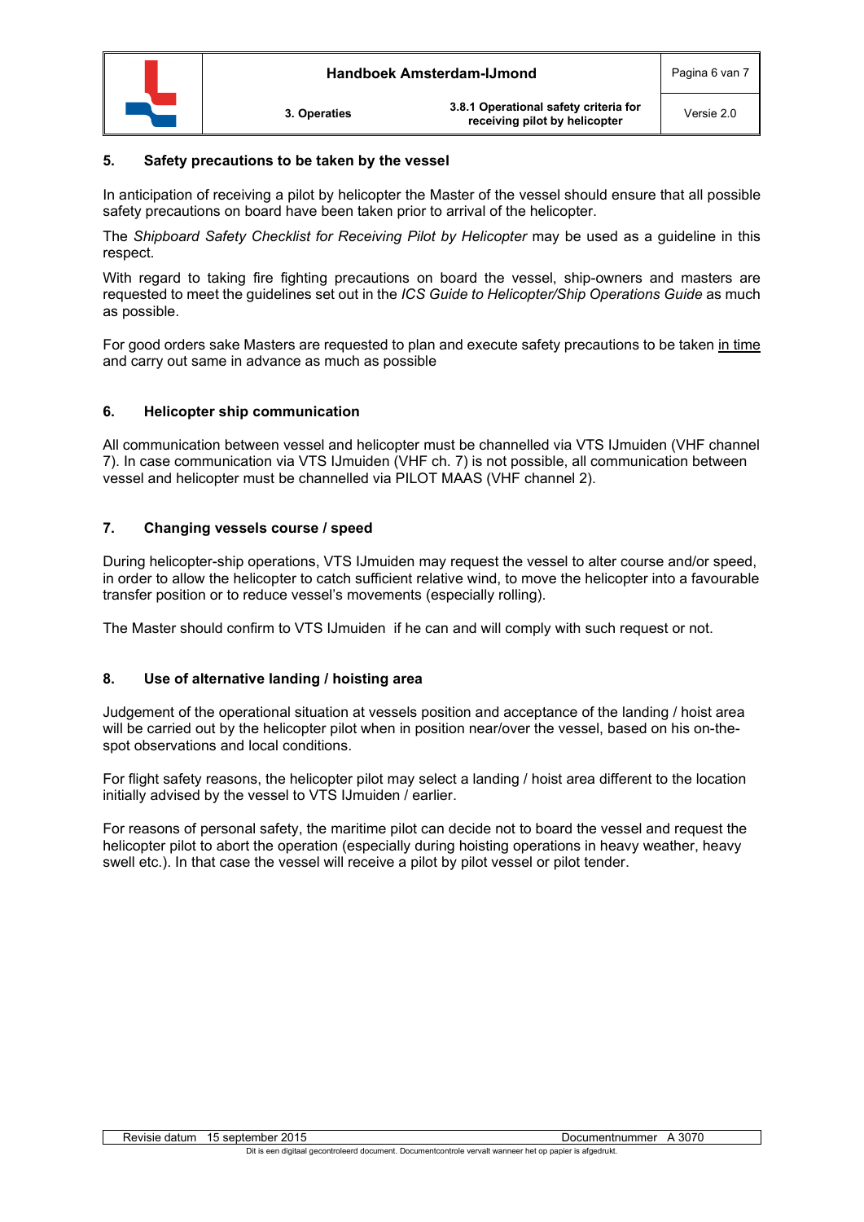## 5. Safety precautions to be taken by the vessel

In anticipation of receiving a pilot by helicopter the Master of the vessel should ensure that all possible safety precautions on board have been taken prior to arrival of the helicopter.

The *Shipboard Safety Checklist for Receiving Pilot by Helicopter* may be used as a guideline in this respect.

With regard to taking fire fighting precautions on board the vessel, ship-owners and masters are requested to meet the guidelines set out in the *ICS Guide to Helicopter/Ship Operations Guide* as much as possible.

For good orders sake Masters are requested to plan and execute safety precautions to be taken <u>in time</u> and carry out same in advance as much as possible

## 6. Helicopter ship communication

All communication between vessel and helicopter must be channelled via VTS IJmuiden (VHF channel 7). In case communication via VTS IJmuiden (VHF ch. 7) is not possible, all communication between vessel and helicopter must be channelled via PILOT MAAS (VHF channel 2).

## 7. Changing vessels course / speed

During helicopter-ship operations, VTS IJmuiden may request the vessel to alter course and/or speed, in order to allow the helicopter to catch sufficient relative wind, to move the helicopter into a favourable transfer position or to reduce vessel's movements (especially rolling).

The Master should confirm to VTS IJmuiden if he can and will comply with such request or not.

## 8. Use of alternative landing / hoisting area

Judgement of the operational situation at vessels position and acceptance of the landing / hoist area will be carried out by the helicopter pilot when in position near/over the vessel, based on his on-the-spot observations and local conditions.

For flight safety reasons, the helicopter pilot may select a landing / hoist area different to the location initially advised by the vessel to VTS IJmuiden / earlier.

For reasons of personal safety, the maritime pilot can decide not to board the vessel and request the helicopter pilot to abort the operation (especially during hoisting operations in heavy weather, heavy swell etc.). In that case the vessel will receive a pilot by pilot vessel or pilot tender.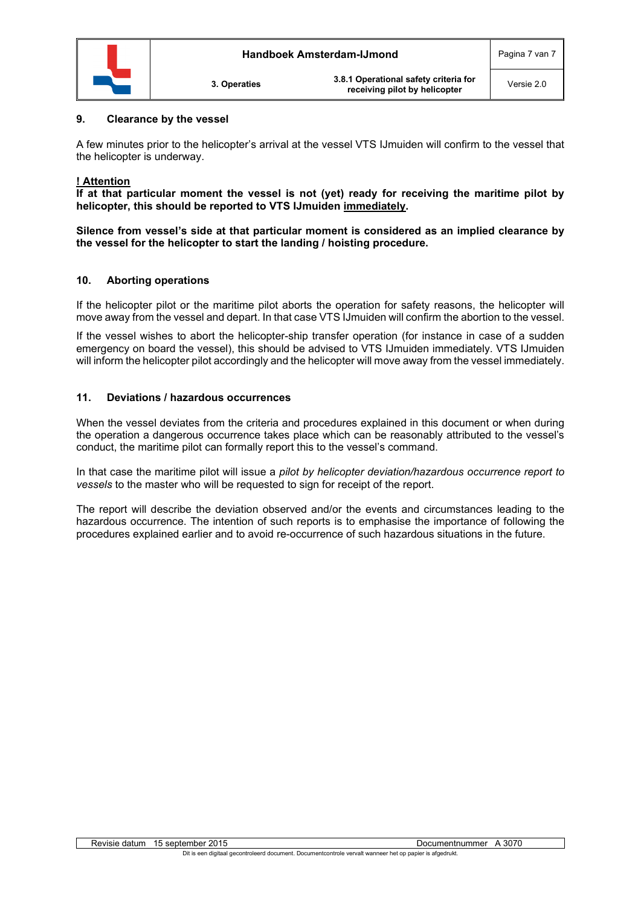## 9. Clearance by the vessel

A few minutes prior to the helicopter's arrival at the vessel VTS IJmuiden will confirm to the vessel that the helicopter is underway.

**! Attention**

**If at that particular moment the vessel is not (yet) ready for receiving the maritime pilot by helicopter, this should be reported to VTS IJmuiden immediately.**

**Silence from vessel's side at that particular moment is considered as an implied clearance by the vessel for the helicopter to start the landing / hoisting procedure.**

## 10. Aborting operations

If the helicopter pilot or the maritime pilot aborts the operation for safety reasons, the helicopter will move away from the vessel and depart. In that case VTS IJmuiden will confirm the abortion to the vessel.

If the vessel wishes to abort the helicopter-ship transfer operation (for instance in case of a sudden emergency on board the vessel), this should be advised to VTS IJmuiden immediately. VTS IJmuiden will inform the helicopter pilot accordingly and the helicopter will move away from the vessel immediately.

## 11. Deviations / hazardous occurrences

When the vessel deviates from the criteria and procedures explained in this document or when during the operation a dangerous occurrence takes place which can be reasonably attributed to the vessel's conduct, the maritime pilot can formally report this to the vessel's command.

In that case the maritime pilot will issue a *pilot by helicopter deviation/hazardous occurrence report to vessels* to the master who will be requested to sign for receipt of the report.

The report will describe the deviation observed and/or the events and circumstances leading to the hazardous occurrence. The intention of such reports is to emphasise the importance of following the procedures explained earlier and to avoid re-occurrence of such hazardous situations in the future.